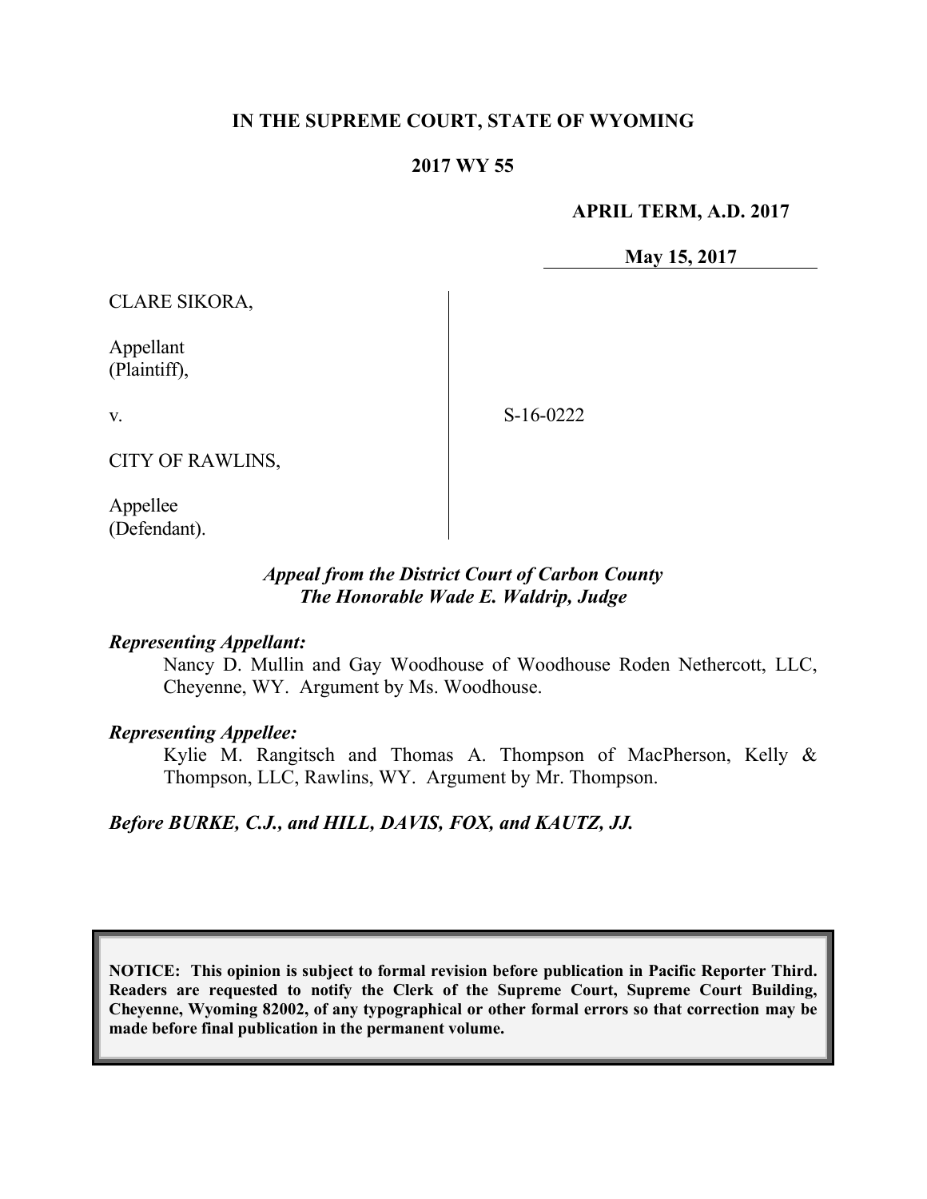**IN THE SUPREME COURT, STATE OF WYOMING**

**2017 WY 55**

**APRIL TERM, A.D. 2017**

**May 15, 2017**

CLARE SIKORA,

Appellant
(Plaintiff),

v.

CITY OF RAWLINS,

Appellee
(Defendant).

S-16-0222

*Appeal from the District Court of Carbon County*
*The Honorable Wade E. Waldrip, Judge*

***Representing Appellant:***

Nancy D. Mullin and Gay Woodhouse of Woodhouse Roden Nethercott, LLC, Cheyenne, WY. Argument by Ms. Woodhouse.

***Representing Appellee:***

Kylie M. Rangitsch and Thomas A. Thompson of MacPherson, Kelly & Thompson, LLC, Rawlins, WY. Argument by Mr. Thompson.

***Before BURKE, C.J., and HILL, DAVIS, FOX, and KAUTZ, JJ.***

**NOTICE: This opinion is subject to formal revision before publication in Pacific Reporter Third. Readers are requested to notify the Clerk of the Supreme Court, Supreme Court Building, Cheyenne, Wyoming 82002, of any typographical or other formal errors so that correction may be made before final publication in the permanent volume.**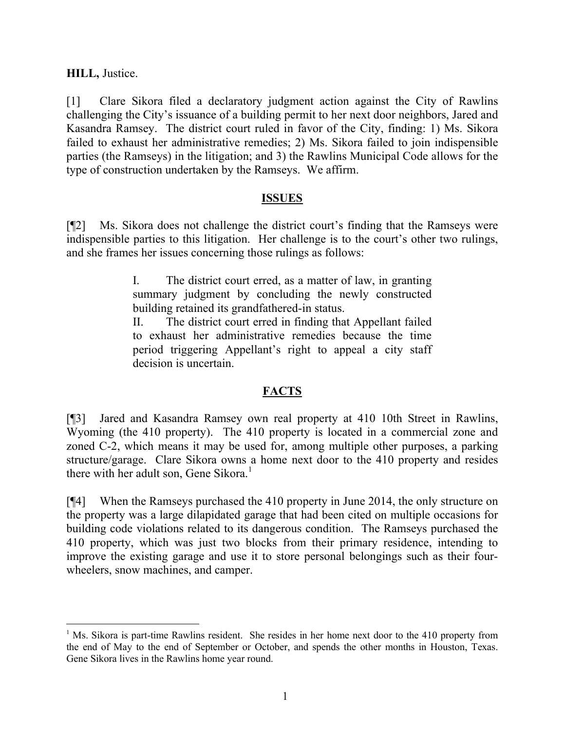**HILL,** Justice.

[1] Clare Sikora filed a declaratory judgment action against the City of Rawlins challenging the City's issuance of a building permit to her next door neighbors, Jared and Kasandra Ramsey. The district court ruled in favor of the City, finding: 1) Ms. Sikora failed to exhaust her administrative remedies; 2) Ms. Sikora failed to join indispensible parties (the Ramseys) in the litigation; and 3) the Rawlins Municipal Code allows for the type of construction undertaken by the Ramseys. We affirm.

## ISSUES

[¶2] Ms. Sikora does not challenge the district court's finding that the Ramseys were indispensible parties to this litigation. Her challenge is to the court's other two rulings, and she frames her issues concerning those rulings as follows:

> I. The district court erred, as a matter of law, in granting summary judgment by concluding the newly constructed building retained its grandfathered-in status.
>
> II. The district court erred in finding that Appellant failed to exhaust her administrative remedies because the time period triggering Appellant's right to appeal a city staff decision is uncertain.

## FACTS

[¶3] Jared and Kasandra Ramsey own real property at 410 10th Street in Rawlins, Wyoming (the 410 property). The 410 property is located in a commercial zone and zoned C-2, which means it may be used for, among multiple other purposes, a parking structure/garage. Clare Sikora owns a home next door to the 410 property and resides there with her adult son, Gene Sikora.[1]

[¶4] When the Ramseys purchased the 410 property in June 2014, the only structure on the property was a large dilapidated garage that had been cited on multiple occasions for building code violations related to its dangerous condition. The Ramseys purchased the 410 property, which was just two blocks from their primary residence, intending to improve the existing garage and use it to store personal belongings such as their four-wheelers, snow machines, and camper.

---

[1] Ms. Sikora is part-time Rawlins resident. She resides in her home next door to the 410 property from the end of May to the end of September or October, and spends the other months in Houston, Texas. Gene Sikora lives in the Rawlins home year round.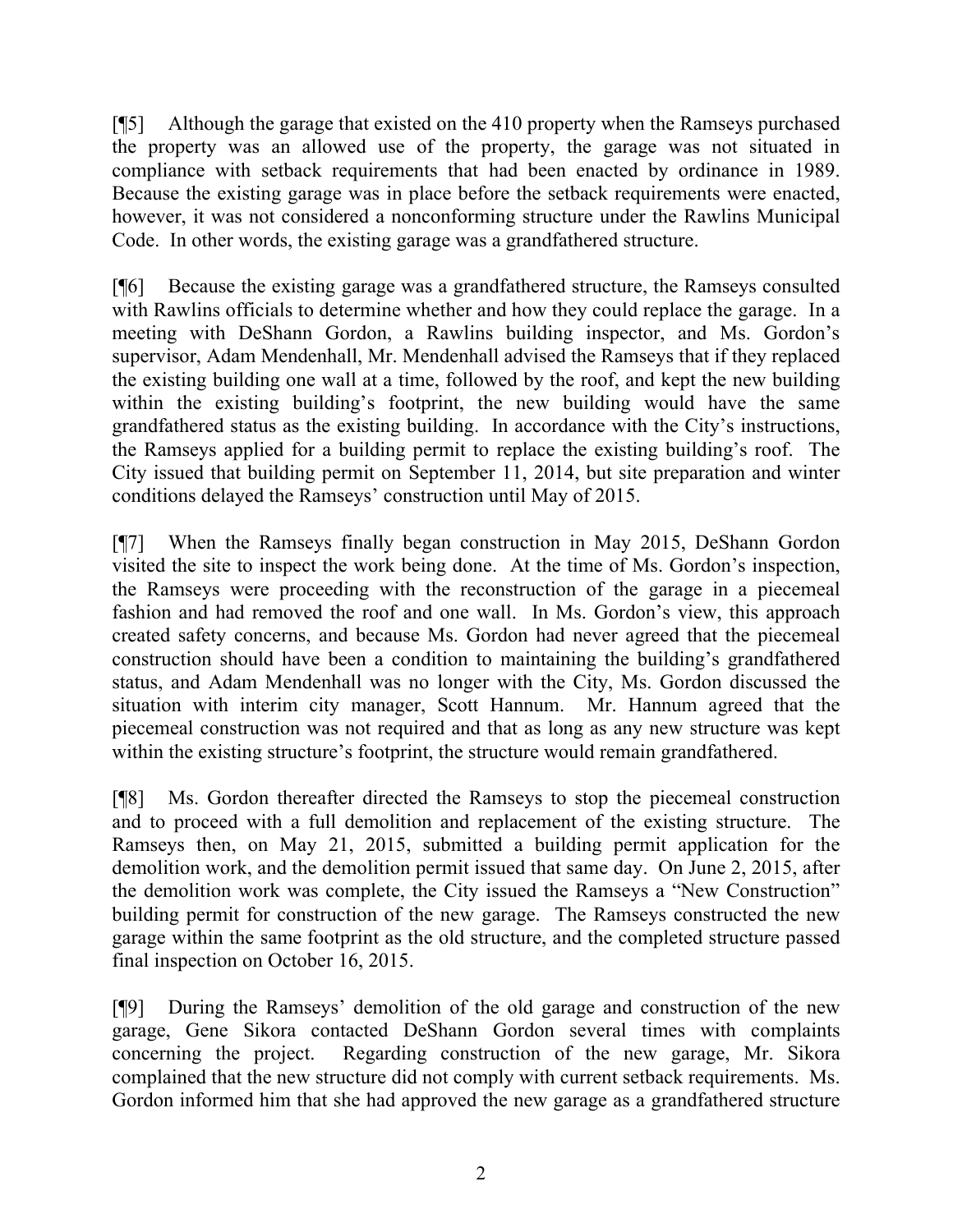[¶5] Although the garage that existed on the 410 property when the Ramseys purchased the property was an allowed use of the property, the garage was not situated in compliance with setback requirements that had been enacted by ordinance in 1989. Because the existing garage was in place before the setback requirements were enacted, however, it was not considered a nonconforming structure under the Rawlins Municipal Code. In other words, the existing garage was a grandfathered structure.

[¶6] Because the existing garage was a grandfathered structure, the Ramseys consulted with Rawlins officials to determine whether and how they could replace the garage. In a meeting with DeShann Gordon, a Rawlins building inspector, and Ms. Gordon's supervisor, Adam Mendenhall, Mr. Mendenhall advised the Ramseys that if they replaced the existing building one wall at a time, followed by the roof, and kept the new building within the existing building's footprint, the new building would have the same grandfathered status as the existing building. In accordance with the City's instructions, the Ramseys applied for a building permit to replace the existing building's roof. The City issued that building permit on September 11, 2014, but site preparation and winter conditions delayed the Ramseys' construction until May of 2015.

[¶7] When the Ramseys finally began construction in May 2015, DeShann Gordon visited the site to inspect the work being done. At the time of Ms. Gordon's inspection, the Ramseys were proceeding with the reconstruction of the garage in a piecemeal fashion and had removed the roof and one wall. In Ms. Gordon's view, this approach created safety concerns, and because Ms. Gordon had never agreed that the piecemeal construction should have been a condition to maintaining the building's grandfathered status, and Adam Mendenhall was no longer with the City, Ms. Gordon discussed the situation with interim city manager, Scott Hannum. Mr. Hannum agreed that the piecemeal construction was not required and that as long as any new structure was kept within the existing structure's footprint, the structure would remain grandfathered.

[¶8] Ms. Gordon thereafter directed the Ramseys to stop the piecemeal construction and to proceed with a full demolition and replacement of the existing structure. The Ramseys then, on May 21, 2015, submitted a building permit application for the demolition work, and the demolition permit issued that same day. On June 2, 2015, after the demolition work was complete, the City issued the Ramseys a "New Construction" building permit for construction of the new garage. The Ramseys constructed the new garage within the same footprint as the old structure, and the completed structure passed final inspection on October 16, 2015.

[¶9] During the Ramseys' demolition of the old garage and construction of the new garage, Gene Sikora contacted DeShann Gordon several times with complaints concerning the project. Regarding construction of the new garage, Mr. Sikora complained that the new structure did not comply with current setback requirements. Ms. Gordon informed him that she had approved the new garage as a grandfathered structure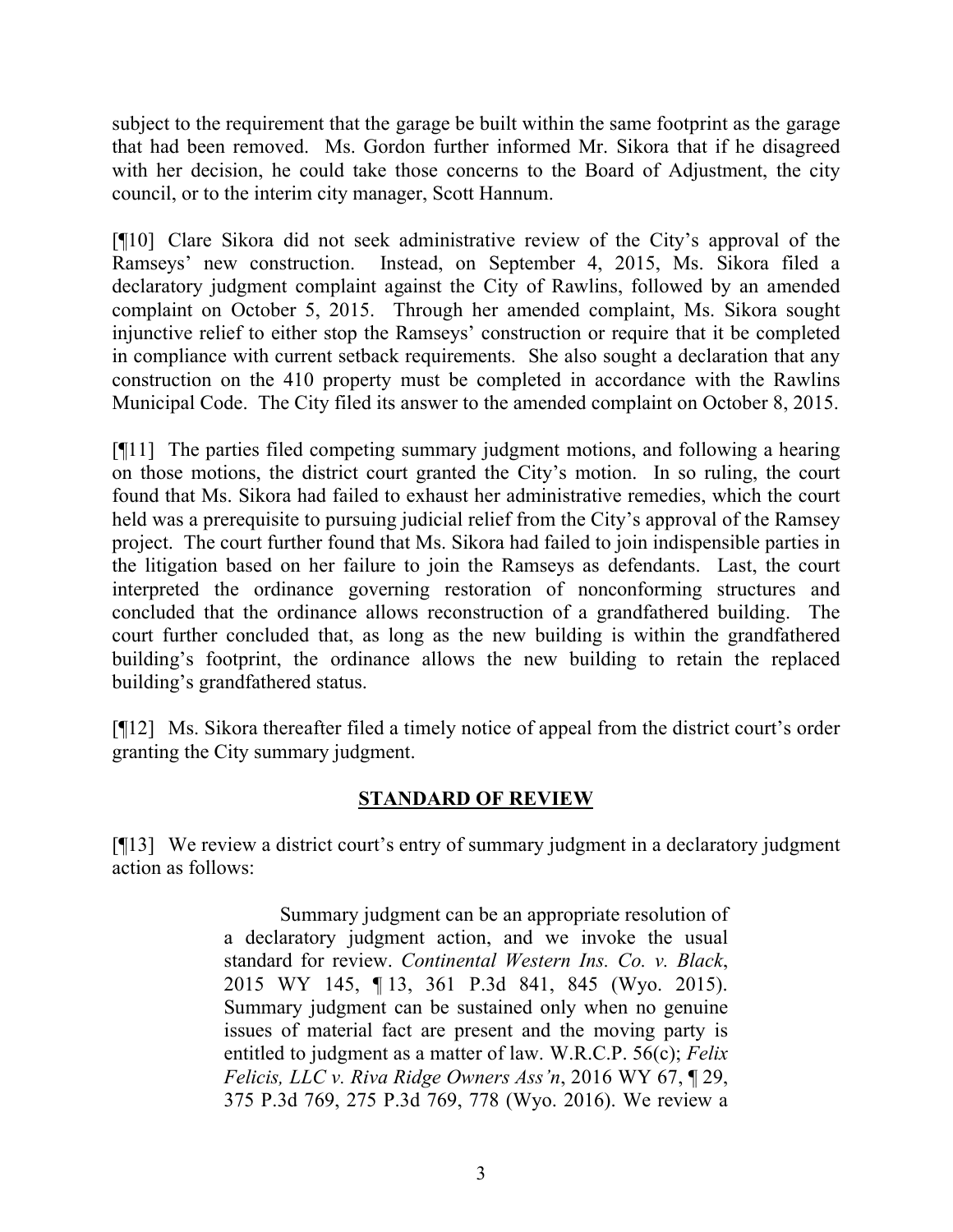subject to the requirement that the garage be built within the same footprint as the garage that had been removed. Ms. Gordon further informed Mr. Sikora that if he disagreed with her decision, he could take those concerns to the Board of Adjustment, the city council, or to the interim city manager, Scott Hannum.

[¶10] Clare Sikora did not seek administrative review of the City's approval of the Ramseys' new construction. Instead, on September 4, 2015, Ms. Sikora filed a declaratory judgment complaint against the City of Rawlins, followed by an amended complaint on October 5, 2015. Through her amended complaint, Ms. Sikora sought injunctive relief to either stop the Ramseys' construction or require that it be completed in compliance with current setback requirements. She also sought a declaration that any construction on the 410 property must be completed in accordance with the Rawlins Municipal Code. The City filed its answer to the amended complaint on October 8, 2015.

[¶11] The parties filed competing summary judgment motions, and following a hearing on those motions, the district court granted the City's motion. In so ruling, the court found that Ms. Sikora had failed to exhaust her administrative remedies, which the court held was a prerequisite to pursuing judicial relief from the City's approval of the Ramsey project. The court further found that Ms. Sikora had failed to join indispensible parties in the litigation based on her failure to join the Ramseys as defendants. Last, the court interpreted the ordinance governing restoration of nonconforming structures and concluded that the ordinance allows reconstruction of a grandfathered building. The court further concluded that, as long as the new building is within the grandfathered building's footprint, the ordinance allows the new building to retain the replaced building's grandfathered status.

[¶12] Ms. Sikora thereafter filed a timely notice of appeal from the district court's order granting the City summary judgment.

## STANDARD OF REVIEW

[¶13] We review a district court's entry of summary judgment in a declaratory judgment action as follows:

> Summary judgment can be an appropriate resolution of a declaratory judgment action, and we invoke the usual standard for review. *Continental Western Ins. Co. v. Black*, 2015 WY 145, ¶ 13, 361 P.3d 841, 845 (Wyo. 2015). Summary judgment can be sustained only when no genuine issues of material fact are present and the moving party is entitled to judgment as a matter of law. W.R.C.P. 56(c); *Felix Felicis, LLC v. Riva Ridge Owners Ass'n*, 2016 WY 67, ¶ 29, 375 P.3d 769, 275 P.3d 769, 778 (Wyo. 2016). We review a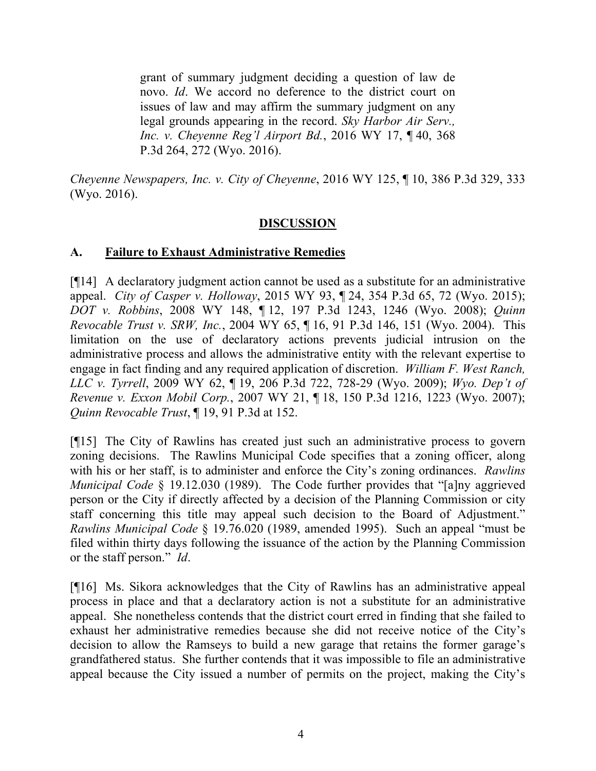> grant of summary judgment deciding a question of law de novo. *Id*. We accord no deference to the district court on issues of law and may affirm the summary judgment on any legal grounds appearing in the record. *Sky Harbor Air Serv., Inc. v. Cheyenne Reg'l Airport Bd.*, 2016 WY 17, ¶ 40, 368 P.3d 264, 272 (Wyo. 2016).

*Cheyenne Newspapers, Inc. v. City of Cheyenne*, 2016 WY 125, ¶ 10, 386 P.3d 329, 333 (Wyo. 2016).

## DISCUSSION

### A. Failure to Exhaust Administrative Remedies

[¶14] A declaratory judgment action cannot be used as a substitute for an administrative appeal. *City of Casper v. Holloway*, 2015 WY 93, ¶ 24, 354 P.3d 65, 72 (Wyo. 2015); *DOT v. Robbins*, 2008 WY 148, ¶ 12, 197 P.3d 1243, 1246 (Wyo. 2008); *Quinn Revocable Trust v. SRW, Inc.*, 2004 WY 65, ¶ 16, 91 P.3d 146, 151 (Wyo. 2004). This limitation on the use of declaratory actions prevents judicial intrusion on the administrative process and allows the administrative entity with the relevant expertise to engage in fact finding and any required application of discretion. *William F. West Ranch, LLC v. Tyrrell*, 2009 WY 62, ¶ 19, 206 P.3d 722, 728-29 (Wyo. 2009); *Wyo. Dep't of Revenue v. Exxon Mobil Corp.*, 2007 WY 21, ¶ 18, 150 P.3d 1216, 1223 (Wyo. 2007); *Quinn Revocable Trust*, ¶ 19, 91 P.3d at 152.

[¶15] The City of Rawlins has created just such an administrative process to govern zoning decisions. The Rawlins Municipal Code specifies that a zoning officer, along with his or her staff, is to administer and enforce the City's zoning ordinances. *Rawlins Municipal Code* § 19.12.030 (1989). The Code further provides that "[a]ny aggrieved person or the City if directly affected by a decision of the Planning Commission or city staff concerning this title may appeal such decision to the Board of Adjustment." *Rawlins Municipal Code* § 19.76.020 (1989, amended 1995). Such an appeal "must be filed within thirty days following the issuance of the action by the Planning Commission or the staff person." *Id*.

[¶16] Ms. Sikora acknowledges that the City of Rawlins has an administrative appeal process in place and that a declaratory action is not a substitute for an administrative appeal. She nonetheless contends that the district court erred in finding that she failed to exhaust her administrative remedies because she did not receive notice of the City's decision to allow the Ramseys to build a new garage that retains the former garage's grandfathered status. She further contends that it was impossible to file an administrative appeal because the City issued a number of permits on the project, making the City's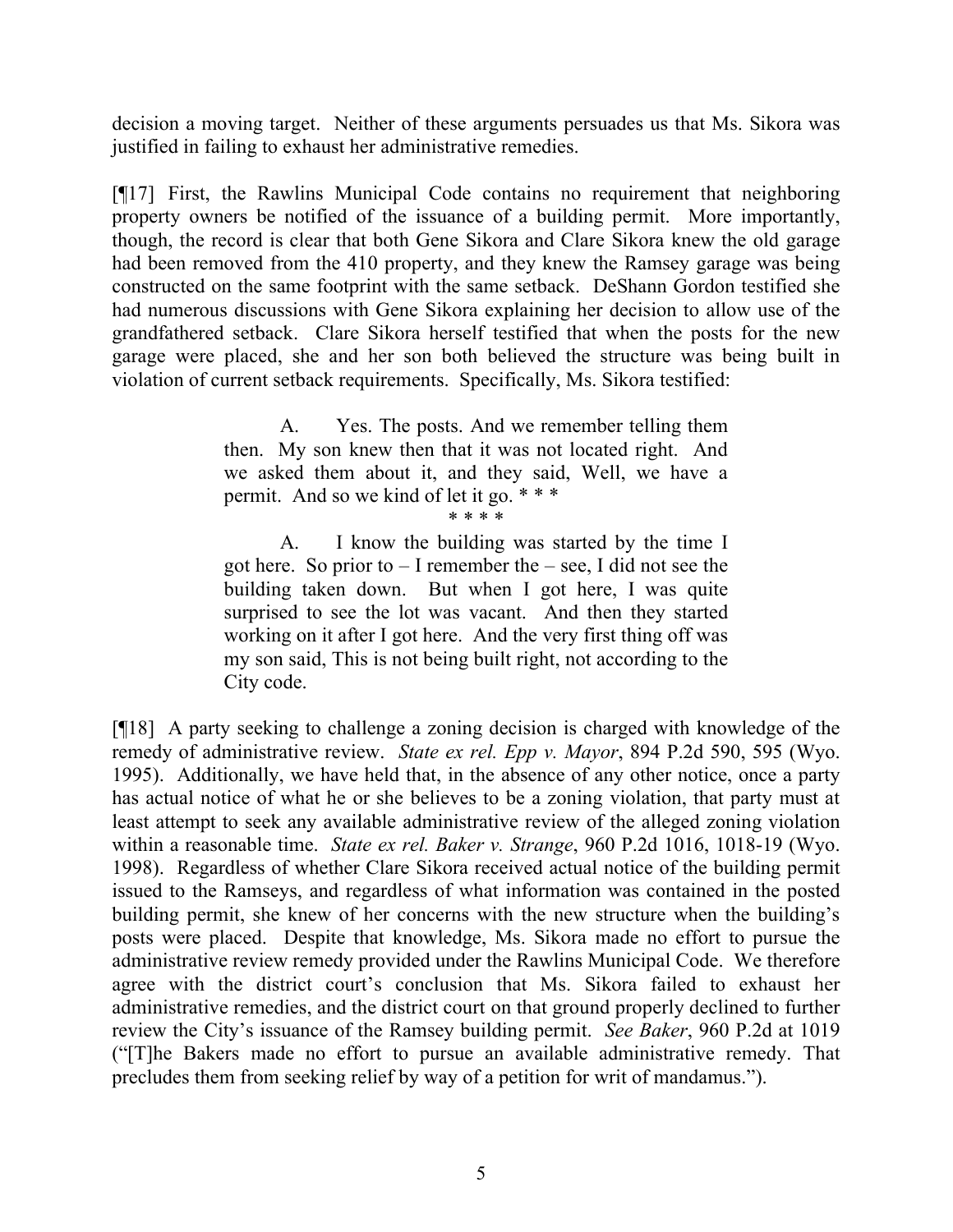decision a moving target. Neither of these arguments persuades us that Ms. Sikora was justified in failing to exhaust her administrative remedies.

[¶17] First, the Rawlins Municipal Code contains no requirement that neighboring property owners be notified of the issuance of a building permit. More importantly, though, the record is clear that both Gene Sikora and Clare Sikora knew the old garage had been removed from the 410 property, and they knew the Ramsey garage was being constructed on the same footprint with the same setback. DeShann Gordon testified she had numerous discussions with Gene Sikora explaining her decision to allow use of the grandfathered setback. Clare Sikora herself testified that when the posts for the new garage were placed, she and her son both believed the structure was being built in violation of current setback requirements. Specifically, Ms. Sikora testified:

> A. Yes. The posts. And we remember telling them then. My son knew then that it was not located right. And we asked them about it, and they said, Well, we have a permit. And so we kind of let it go. * * *
>
> \* \* \* \*
>
> A. I know the building was started by the time I got here. So prior to – I remember the – see, I did not see the building taken down. But when I got here, I was quite surprised to see the lot was vacant. And then they started working on it after I got here. And the very first thing off was my son said, This is not being built right, not according to the City code.

[¶18] A party seeking to challenge a zoning decision is charged with knowledge of the remedy of administrative review. *State ex rel. Epp v. Mayor*, 894 P.2d 590, 595 (Wyo. 1995). Additionally, we have held that, in the absence of any other notice, once a party has actual notice of what he or she believes to be a zoning violation, that party must at least attempt to seek any available administrative review of the alleged zoning violation within a reasonable time. *State ex rel. Baker v. Strange*, 960 P.2d 1016, 1018-19 (Wyo. 1998). Regardless of whether Clare Sikora received actual notice of the building permit issued to the Ramseys, and regardless of what information was contained in the posted building permit, she knew of her concerns with the new structure when the building's posts were placed. Despite that knowledge, Ms. Sikora made no effort to pursue the administrative review remedy provided under the Rawlins Municipal Code. We therefore agree with the district court's conclusion that Ms. Sikora failed to exhaust her administrative remedies, and the district court on that ground properly declined to further review the City's issuance of the Ramsey building permit. *See Baker*, 960 P.2d at 1019 ("[T]he Bakers made no effort to pursue an available administrative remedy. That precludes them from seeking relief by way of a petition for writ of mandamus.").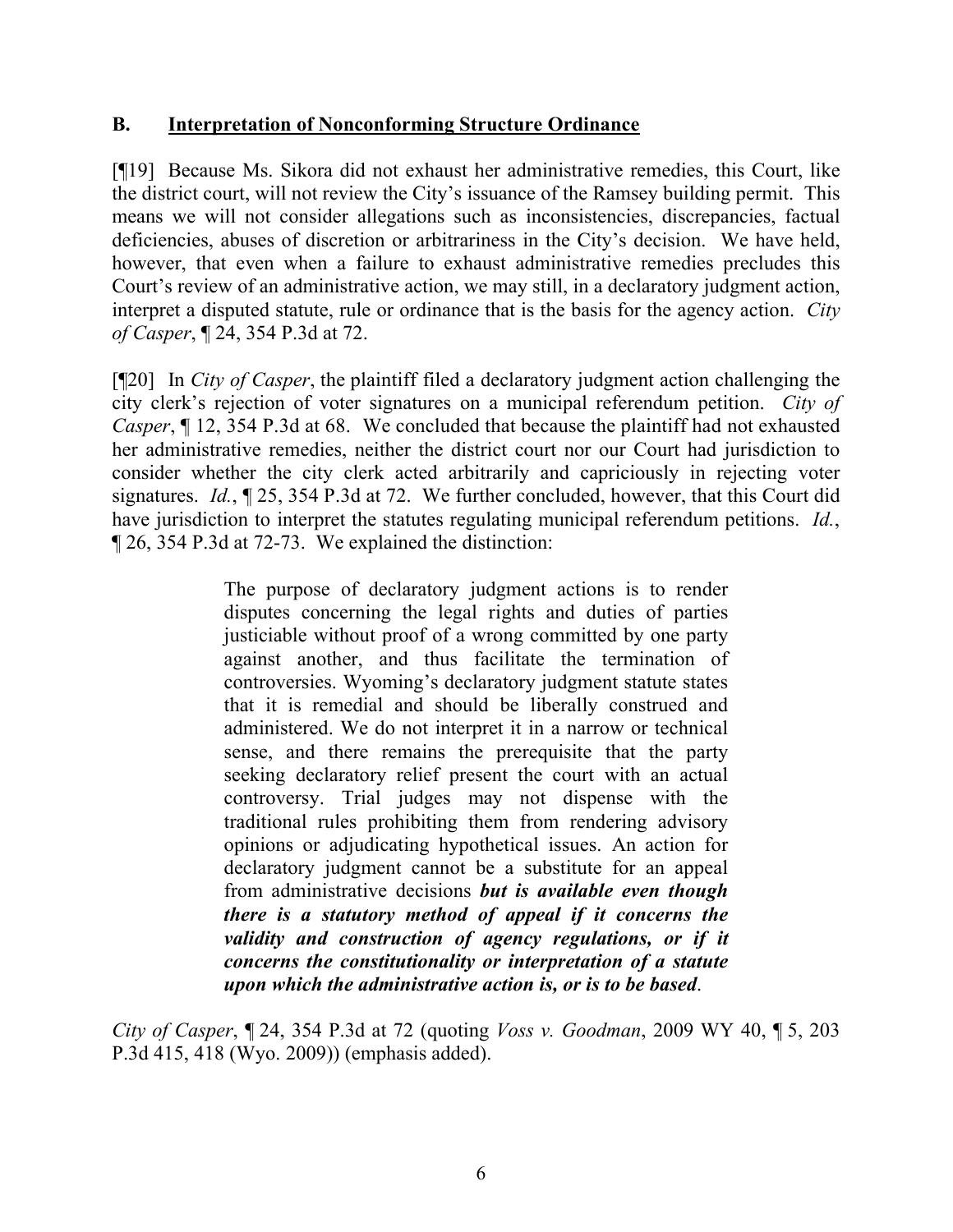### B. <u>Interpretation of Nonconforming Structure Ordinance</u>

[¶19] Because Ms. Sikora did not exhaust her administrative remedies, this Court, like the district court, will not review the City's issuance of the Ramsey building permit. This means we will not consider allegations such as inconsistencies, discrepancies, factual deficiencies, abuses of discretion or arbitrariness in the City's decision. We have held, however, that even when a failure to exhaust administrative remedies precludes this Court's review of an administrative action, we may still, in a declaratory judgment action, interpret a disputed statute, rule or ordinance that is the basis for the agency action. *City of Casper*, ¶ 24, 354 P.3d at 72.

[¶20] In *City of Casper*, the plaintiff filed a declaratory judgment action challenging the city clerk's rejection of voter signatures on a municipal referendum petition. *City of Casper*, ¶ 12, 354 P.3d at 68. We concluded that because the plaintiff had not exhausted her administrative remedies, neither the district court nor our Court had jurisdiction to consider whether the city clerk acted arbitrarily and capriciously in rejecting voter signatures. *Id.*, ¶ 25, 354 P.3d at 72. We further concluded, however, that this Court did have jurisdiction to interpret the statutes regulating municipal referendum petitions. *Id.*, ¶ 26, 354 P.3d at 72-73. We explained the distinction:

> The purpose of declaratory judgment actions is to render disputes concerning the legal rights and duties of parties justiciable without proof of a wrong committed by one party against another, and thus facilitate the termination of controversies. Wyoming's declaratory judgment statute states that it is remedial and should be liberally construed and administered. We do not interpret it in a narrow or technical sense, and there remains the prerequisite that the party seeking declaratory relief present the court with an actual controversy. Trial judges may not dispense with the traditional rules prohibiting them from rendering advisory opinions or adjudicating hypothetical issues. An action for declaratory judgment cannot be a substitute for an appeal from administrative decisions ***but is available even though there is a statutory method of appeal if it concerns the validity and construction of agency regulations, or if it concerns the constitutionality or interpretation of a statute upon which the administrative action is, or is to be based***.

*City of Casper*, ¶ 24, 354 P.3d at 72 (quoting *Voss v. Goodman*, 2009 WY 40, ¶ 5, 203 P.3d 415, 418 (Wyo. 2009)) (emphasis added).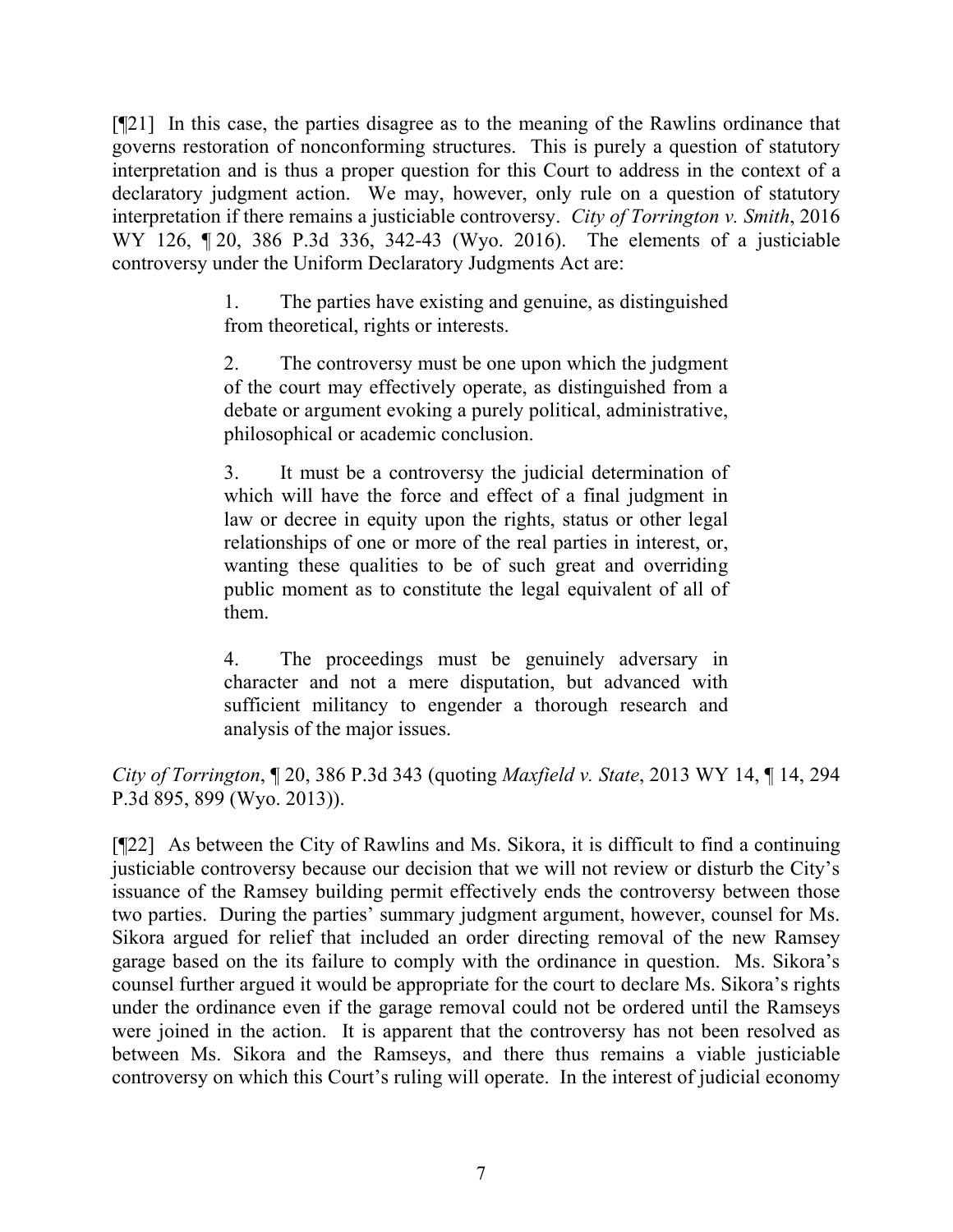[¶21] In this case, the parties disagree as to the meaning of the Rawlins ordinance that governs restoration of nonconforming structures. This is purely a question of statutory interpretation and is thus a proper question for this Court to address in the context of a declaratory judgment action. We may, however, only rule on a question of statutory interpretation if there remains a justiciable controversy. *City of Torrington v. Smith*, 2016 WY 126, ¶ 20, 386 P.3d 336, 342-43 (Wyo. 2016). The elements of a justiciable controversy under the Uniform Declaratory Judgments Act are:

> 1. The parties have existing and genuine, as distinguished from theoretical, rights or interests.
>
> 2. The controversy must be one upon which the judgment of the court may effectively operate, as distinguished from a debate or argument evoking a purely political, administrative, philosophical or academic conclusion.
>
> 3. It must be a controversy the judicial determination of which will have the force and effect of a final judgment in law or decree in equity upon the rights, status or other legal relationships of one or more of the real parties in interest, or, wanting these qualities to be of such great and overriding public moment as to constitute the legal equivalent of all of them.
>
> 4. The proceedings must be genuinely adversary in character and not a mere disputation, but advanced with sufficient militancy to engender a thorough research and analysis of the major issues.

*City of Torrington*, ¶ 20, 386 P.3d 343 (quoting *Maxfield v. State*, 2013 WY 14, ¶ 14, 294 P.3d 895, 899 (Wyo. 2013)).

[¶22] As between the City of Rawlins and Ms. Sikora, it is difficult to find a continuing justiciable controversy because our decision that we will not review or disturb the City's issuance of the Ramsey building permit effectively ends the controversy between those two parties. During the parties' summary judgment argument, however, counsel for Ms. Sikora argued for relief that included an order directing removal of the new Ramsey garage based on the its failure to comply with the ordinance in question. Ms. Sikora's counsel further argued it would be appropriate for the court to declare Ms. Sikora's rights under the ordinance even if the garage removal could not be ordered until the Ramseys were joined in the action. It is apparent that the controversy has not been resolved as between Ms. Sikora and the Ramseys, and there thus remains a viable justiciable controversy on which this Court's ruling will operate. In the interest of judicial economy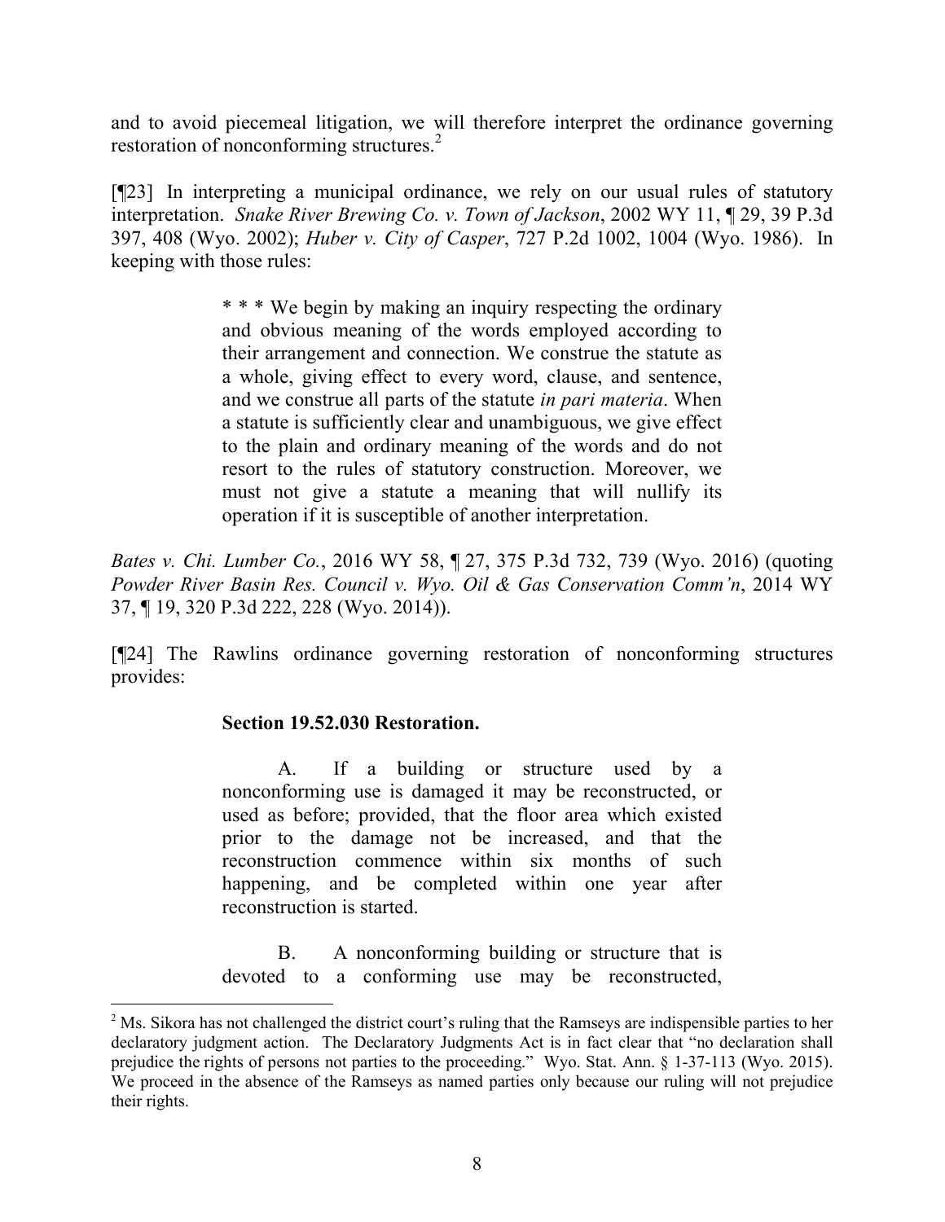and to avoid piecemeal litigation, we will therefore interpret the ordinance governing restoration of nonconforming structures.[2]

[¶23] In interpreting a municipal ordinance, we rely on our usual rules of statutory interpretation. *Snake River Brewing Co. v. Town of Jackson*, 2002 WY 11, ¶ 29, 39 P.3d 397, 408 (Wyo. 2002); *Huber v. City of Casper*, 727 P.2d 1002, 1004 (Wyo. 1986). In keeping with those rules:

> * * * We begin by making an inquiry respecting the ordinary and obvious meaning of the words employed according to their arrangement and connection. We construe the statute as a whole, giving effect to every word, clause, and sentence, and we construe all parts of the statute *in pari materia*. When a statute is sufficiently clear and unambiguous, we give effect to the plain and ordinary meaning of the words and do not resort to the rules of statutory construction. Moreover, we must not give a statute a meaning that will nullify its operation if it is susceptible of another interpretation.

*Bates v. Chi. Lumber Co.*, 2016 WY 58, ¶ 27, 375 P.3d 732, 739 (Wyo. 2016) (quoting *Powder River Basin Res. Council v. Wyo. Oil & Gas Conservation Comm'n*, 2014 WY 37, ¶ 19, 320 P.3d 222, 228 (Wyo. 2014)).

[¶24] The Rawlins ordinance governing restoration of nonconforming structures provides:

> **Section 19.52.030 Restoration.**
>
> A. If a building or structure used by a nonconforming use is damaged it may be reconstructed, or used as before; provided, that the floor area which existed prior to the damage not be increased, and that the reconstruction commence within six months of such happening, and be completed within one year after reconstruction is started.
>
> B. A nonconforming building or structure that is devoted to a conforming use may be reconstructed,

[2] Ms. Sikora has not challenged the district court's ruling that the Ramseys are indispensible parties to her declaratory judgment action. The Declaratory Judgments Act is in fact clear that "no declaration shall prejudice the rights of persons not parties to the proceeding." Wyo. Stat. Ann. § 1-37-113 (Wyo. 2015). We proceed in the absence of the Ramseys as named parties only because our ruling will not prejudice their rights.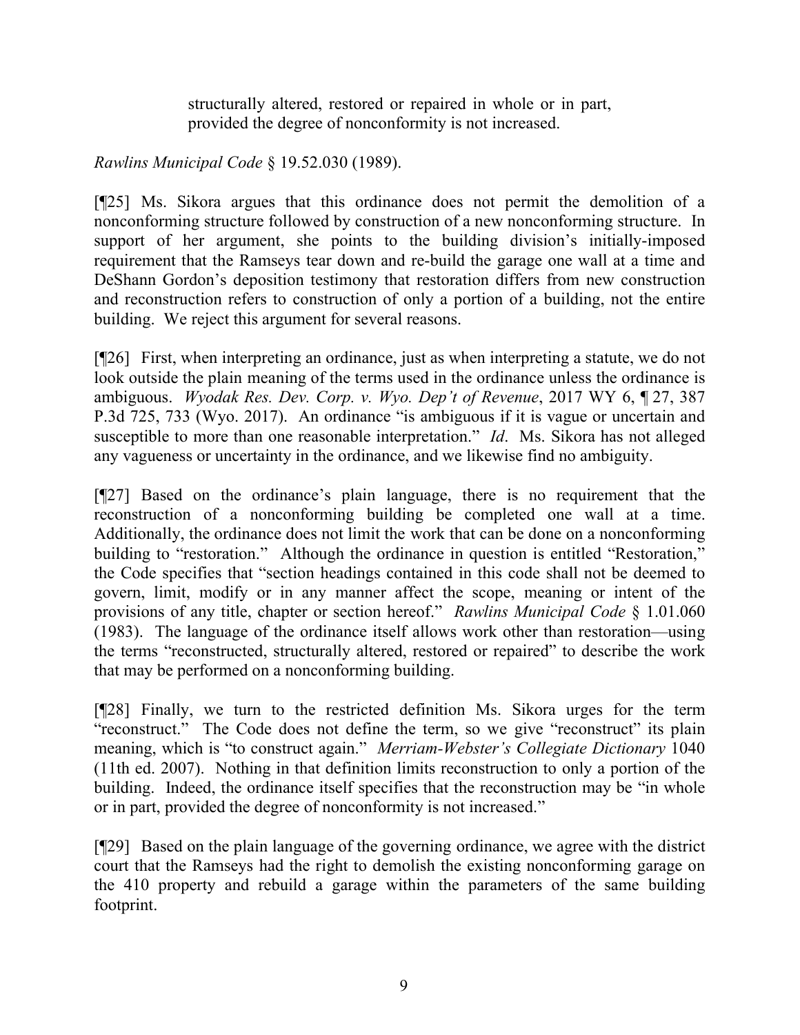> structurally altered, restored or repaired in whole or in part, provided the degree of nonconformity is not increased.

*Rawlins Municipal Code* § 19.52.030 (1989).

[¶25] Ms. Sikora argues that this ordinance does not permit the demolition of a nonconforming structure followed by construction of a new nonconforming structure. In support of her argument, she points to the building division's initially-imposed requirement that the Ramseys tear down and re-build the garage one wall at a time and DeShann Gordon's deposition testimony that restoration differs from new construction and reconstruction refers to construction of only a portion of a building, not the entire building. We reject this argument for several reasons.

[¶26] First, when interpreting an ordinance, just as when interpreting a statute, we do not look outside the plain meaning of the terms used in the ordinance unless the ordinance is ambiguous. *Wyodak Res. Dev. Corp. v. Wyo. Dep't of Revenue*, 2017 WY 6, ¶ 27, 387 P.3d 725, 733 (Wyo. 2017). An ordinance "is ambiguous if it is vague or uncertain and susceptible to more than one reasonable interpretation." *Id*. Ms. Sikora has not alleged any vagueness or uncertainty in the ordinance, and we likewise find no ambiguity.

[¶27] Based on the ordinance's plain language, there is no requirement that the reconstruction of a nonconforming building be completed one wall at a time. Additionally, the ordinance does not limit the work that can be done on a nonconforming building to "restoration." Although the ordinance in question is entitled "Restoration," the Code specifies that "section headings contained in this code shall not be deemed to govern, limit, modify or in any manner affect the scope, meaning or intent of the provisions of any title, chapter or section hereof." *Rawlins Municipal Code* § 1.01.060 (1983). The language of the ordinance itself allows work other than restoration—using the terms "reconstructed, structurally altered, restored or repaired" to describe the work that may be performed on a nonconforming building.

[¶28] Finally, we turn to the restricted definition Ms. Sikora urges for the term "reconstruct." The Code does not define the term, so we give "reconstruct" its plain meaning, which is "to construct again." *Merriam-Webster's Collegiate Dictionary* 1040 (11th ed. 2007). Nothing in that definition limits reconstruction to only a portion of the building. Indeed, the ordinance itself specifies that the reconstruction may be "in whole or in part, provided the degree of nonconformity is not increased."

[¶29] Based on the plain language of the governing ordinance, we agree with the district court that the Ramseys had the right to demolish the existing nonconforming garage on the 410 property and rebuild a garage within the parameters of the same building footprint.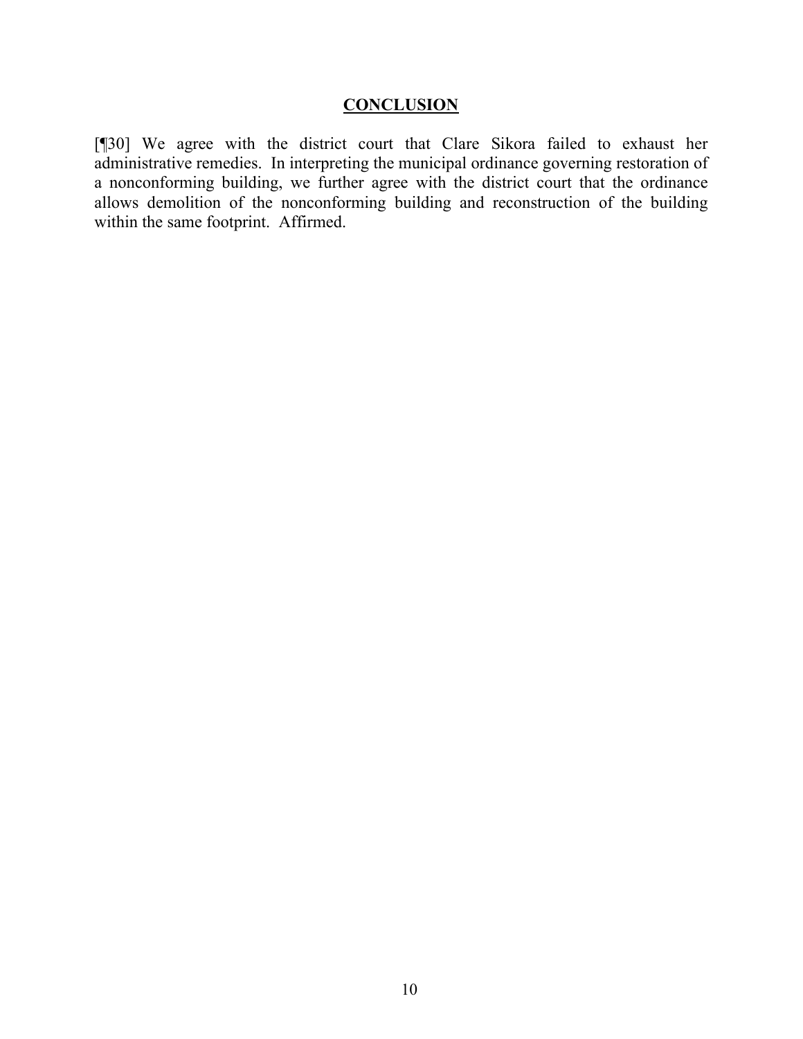## CONCLUSION

[¶30] We agree with the district court that Clare Sikora failed to exhaust her administrative remedies. In interpreting the municipal ordinance governing restoration of a nonconforming building, we further agree with the district court that the ordinance allows demolition of the nonconforming building and reconstruction of the building within the same footprint. Affirmed.